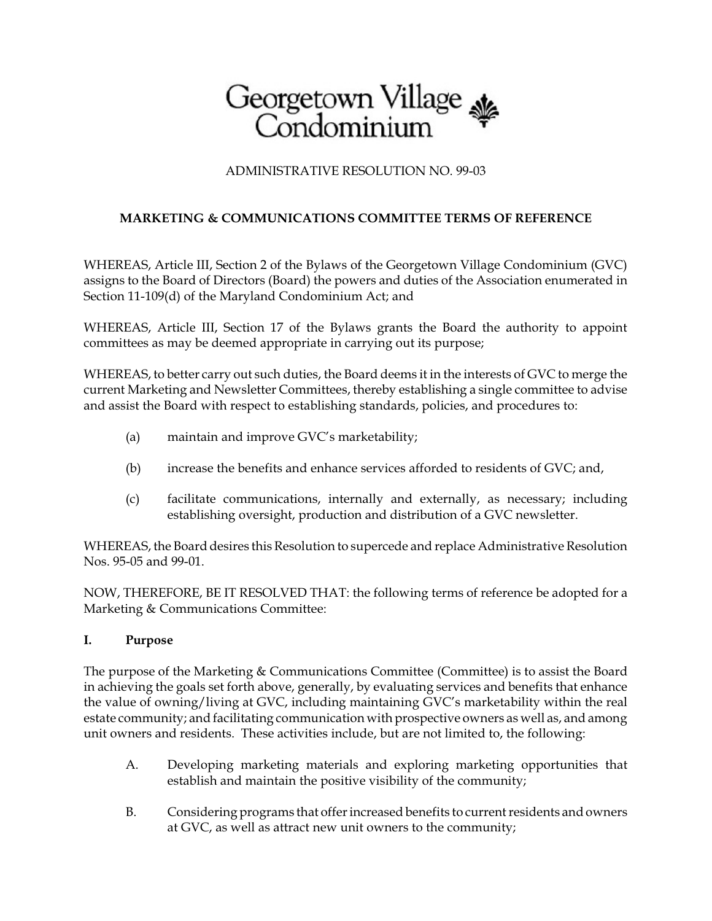# Georgetown Village Condominium

ADMINISTRATIVE RESOLUTION NO. 99-03

## MARKETING & COMMUNICATIONS COMMITTEE TERMS OF REFERENCE

WHEREAS, Article III, Section 2 of the Bylaws of the Georgetown Village Condominium (GVC) assigns to the Board of Directors (Board) the powers and duties of the Association enumerated in Section 11-109(d) of the Maryland Condominium Act; and

WHEREAS, Article III, Section 17 of the Bylaws grants the Board the authority to appoint committees as may be deemed appropriate in carrying out its purpose;

WHEREAS, to better carry out such duties, the Board deems it in the interests of GVC to merge the current Marketing and Newsletter Committees, thereby establishing a single committee to advise and assist the Board with respect to establishing standards, policies, and procedures to:

(a) maintain and improve GVC's marketability;

(b) increase the benefits and enhance services afforded to residents of GVC; and,

(c) facilitate communications, internally and externally, as necessary; including establishing oversight, production and distribution of a GVC newsletter.

WHEREAS, the Board desires this Resolution to supercede and replace Administrative Resolution Nos. 95-05 and 99-01.

NOW, THEREFORE, BE IT RESOLVED THAT: the following terms of reference be adopted for a Marketing & Communications Committee:

### I. Purpose

The purpose of the Marketing & Communications Committee (Committee) is to assist the Board in achieving the goals set forth above, generally, by evaluating services and benefits that enhance the value of owning/living at GVC, including maintaining GVC's marketability within the real estate community; and facilitating communication with prospective owners as well as, and among unit owners and residents. These activities include, but are not limited to, the following:

A. Developing marketing materials and exploring marketing opportunities that establish and maintain the positive visibility of the community;

B. Considering programs that offer increased benefits to current residents and owners at GVC, as well as attract new unit owners to the community;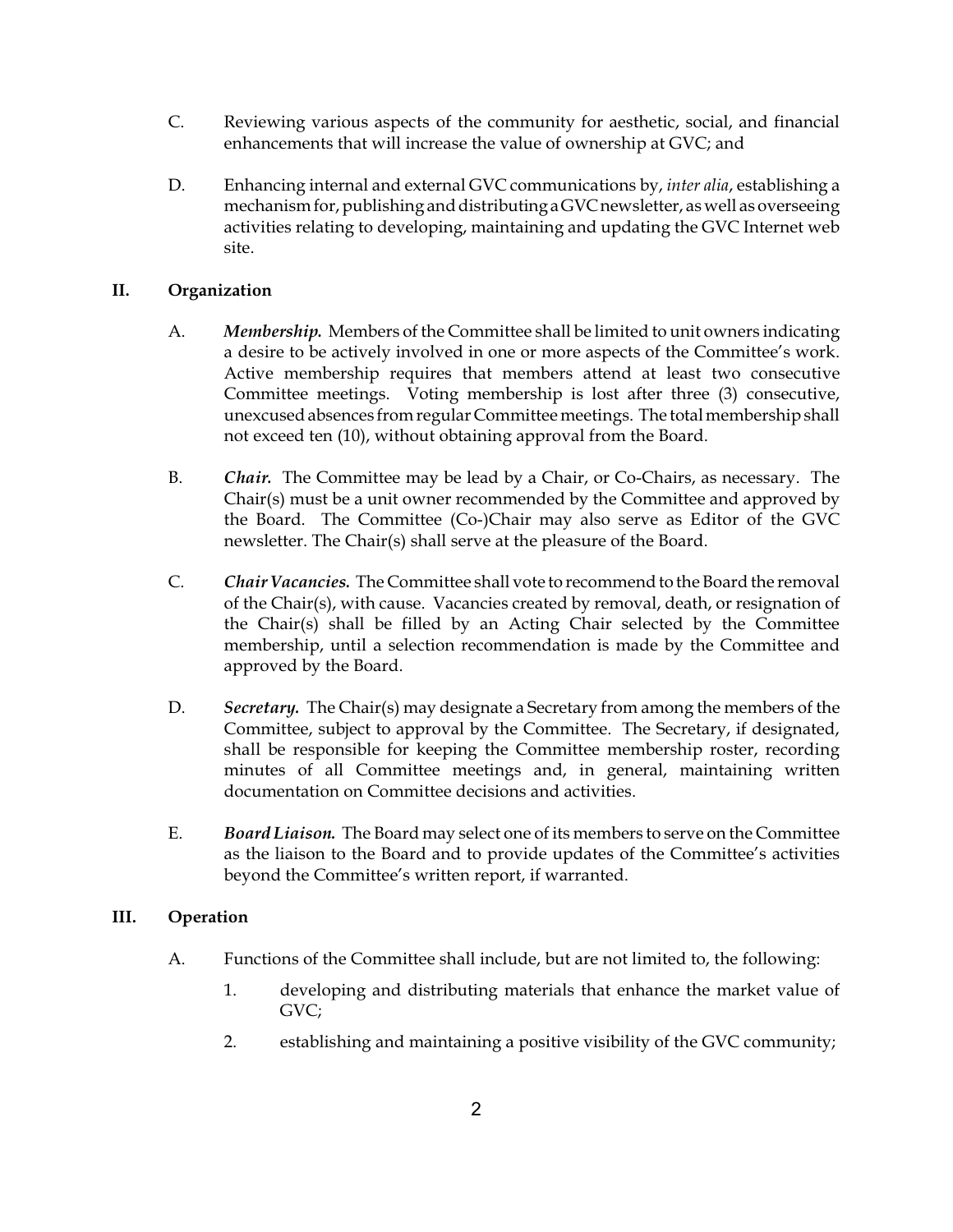C. Reviewing various aspects of the community for aesthetic, social, and financial enhancements that will increase the value of ownership at GVC; and

D. Enhancing internal and external GVC communications by, *inter alia*, establishing a mechanism for, publishing and distributing a GVC newsletter, as well as overseeing activities relating to developing, maintaining and updating the GVC Internet web site.

## II. Organization

A. ***Membership.*** Members of the Committee shall be limited to unit owners indicating a desire to be actively involved in one or more aspects of the Committee's work. Active membership requires that members attend at least two consecutive Committee meetings. Voting membership is lost after three (3) consecutive, unexcused absences from regular Committee meetings. The total membership shall not exceed ten (10), without obtaining approval from the Board.

B. ***Chair.*** The Committee may be lead by a Chair, or Co-Chairs, as necessary. The Chair(s) must be a unit owner recommended by the Committee and approved by the Board. The Committee (Co-)Chair may also serve as Editor of the GVC newsletter. The Chair(s) shall serve at the pleasure of the Board.

C. ***Chair Vacancies.*** The Committee shall vote to recommend to the Board the removal of the Chair(s), with cause. Vacancies created by removal, death, or resignation of the Chair(s) shall be filled by an Acting Chair selected by the Committee membership, until a selection recommendation is made by the Committee and approved by the Board.

D. ***Secretary.*** The Chair(s) may designate a Secretary from among the members of the Committee, subject to approval by the Committee. The Secretary, if designated, shall be responsible for keeping the Committee membership roster, recording minutes of all Committee meetings and, in general, maintaining written documentation on Committee decisions and activities.

E. ***Board Liaison.*** The Board may select one of its members to serve on the Committee as the liaison to the Board and to provide updates of the Committee's activities beyond the Committee's written report, if warranted.

## III. Operation

A. Functions of the Committee shall include, but are not limited to, the following:

1. developing and distributing materials that enhance the market value of GVC;
2. establishing and maintaining a positive visibility of the GVC community;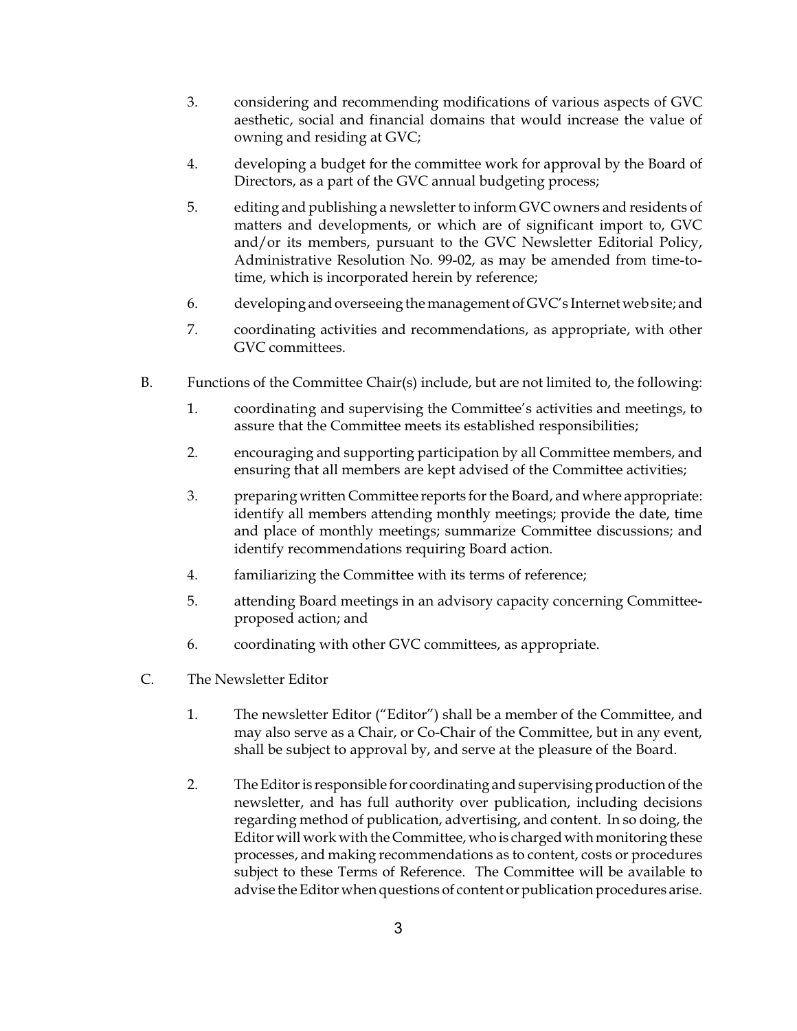3. considering and recommending modifications of various aspects of GVC aesthetic, social and financial domains that would increase the value of owning and residing at GVC;

4. developing a budget for the committee work for approval by the Board of Directors, as a part of the GVC annual budgeting process;

5. editing and publishing a newsletter to inform GVC owners and residents of matters and developments, or which are of significant import to, GVC and/or its members, pursuant to the GVC Newsletter Editorial Policy, Administrative Resolution No. 99-02, as may be amended from time-to-time, which is incorporated herein by reference;

6. developing and overseeing the management of GVC's Internet web site; and

7. coordinating activities and recommendations, as appropriate, with other GVC committees.

B. Functions of the Committee Chair(s) include, but are not limited to, the following:

   1. coordinating and supervising the Committee's activities and meetings, to assure that the Committee meets its established responsibilities;

   2. encouraging and supporting participation by all Committee members, and ensuring that all members are kept advised of the Committee activities;

   3. preparing written Committee reports for the Board, and where appropriate: identify all members attending monthly meetings; provide the date, time and place of monthly meetings; summarize Committee discussions; and identify recommendations requiring Board action.

   4. familiarizing the Committee with its terms of reference;

   5. attending Board meetings in an advisory capacity concerning Committee-proposed action; and

   6. coordinating with other GVC committees, as appropriate.

C. The Newsletter Editor

   1. The newsletter Editor ("Editor") shall be a member of the Committee, and may also serve as a Chair, or Co-Chair of the Committee, but in any event, shall be subject to approval by, and serve at the pleasure of the Board.

   2. The Editor is responsible for coordinating and supervising production of the newsletter, and has full authority over publication, including decisions regarding method of publication, advertising, and content. In so doing, the Editor will work with the Committee, who is charged with monitoring these processes, and making recommendations as to content, costs or procedures subject to these Terms of Reference. The Committee will be available to advise the Editor when questions of content or publication procedures arise.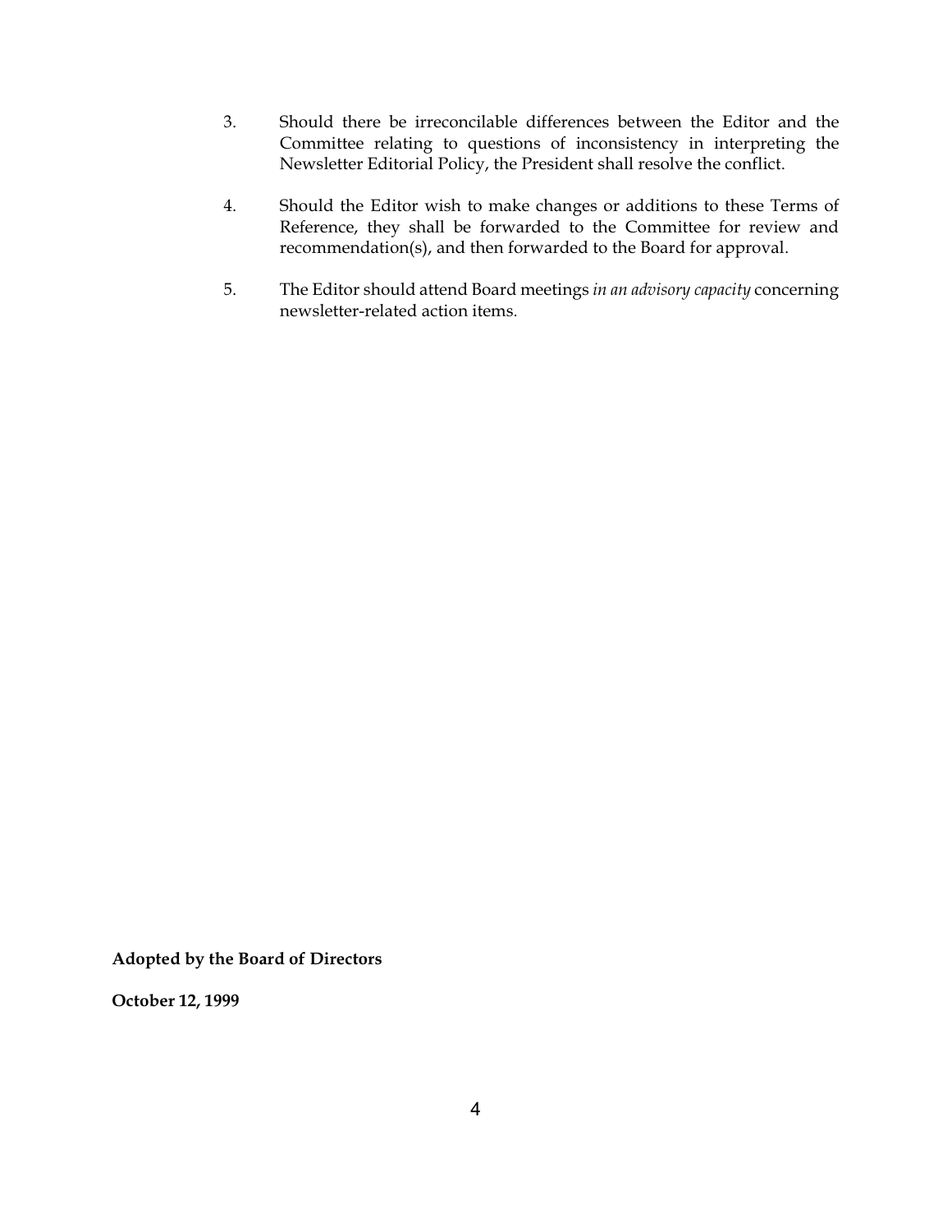3. Should there be irreconcilable differences between the Editor and the Committee relating to questions of inconsistency in interpreting the Newsletter Editorial Policy, the President shall resolve the conflict.

4. Should the Editor wish to make changes or additions to these Terms of Reference, they shall be forwarded to the Committee for review and recommendation(s), and then forwarded to the Board for approval.

5. The Editor should attend Board meetings *in an advisory capacity* concerning newsletter-related action items.

**Adopted by the Board of Directors**

**October 12, 1999**